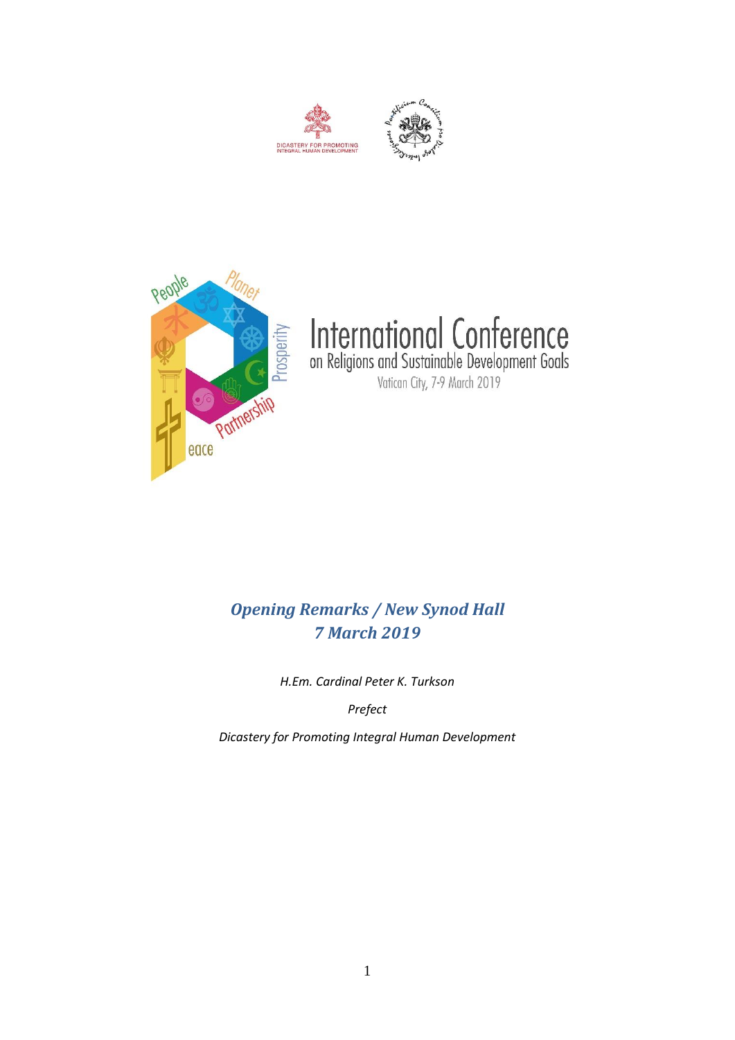DICASTERY FOR PROMOTING INTEGRAL HUMAN DEVELOPMENT

# International Conference

## on Religions and Sustainable Development Goals

Vatican City, 7-9 March 2019

***Opening Remarks / New Synod Hall***

***7 March 2019***

*H.Em. Cardinal Peter K. Turkson*

*Prefect*

*Dicastery for Promoting Integral Human Development*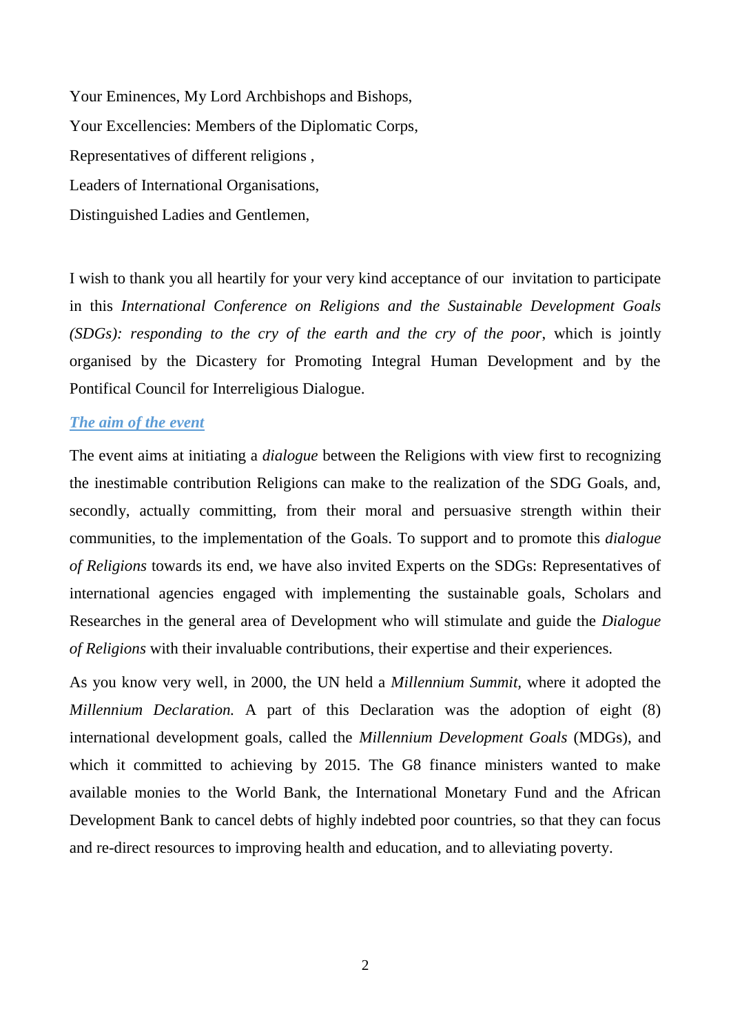Your Eminences, My Lord Archbishops and Bishops,

Your Excellencies: Members of the Diplomatic Corps,

Representatives of different religions ,

Leaders of International Organisations,

Distinguished Ladies and Gentlemen,

I wish to thank you all heartily for your very kind acceptance of our invitation to participate in this *International Conference on Religions and the Sustainable Development Goals (SDGs): responding to the cry of the earth and the cry of the poor*, which is jointly organised by the Dicastery for Promoting Integral Human Development and by the Pontifical Council for Interreligious Dialogue.

### ***The aim of the event***

The event aims at initiating a *dialogue* between the Religions with view first to recognizing the inestimable contribution Religions can make to the realization of the SDG Goals, and, secondly, actually committing, from their moral and persuasive strength within their communities, to the implementation of the Goals. To support and to promote this *dialogue of Religions* towards its end, we have also invited Experts on the SDGs: Representatives of international agencies engaged with implementing the sustainable goals, Scholars and Researches in the general area of Development who will stimulate and guide the *Dialogue of Religions* with their invaluable contributions, their expertise and their experiences.

As you know very well, in 2000, the UN held a *Millennium Summit*, where it adopted the *Millennium Declaration.* A part of this Declaration was the adoption of eight (8) international development goals, called the *Millennium Development Goals* (MDGs), and which it committed to achieving by 2015. The G8 finance ministers wanted to make available monies to the World Bank, the International Monetary Fund and the African Development Bank to cancel debts of highly indebted poor countries, so that they can focus and re-direct resources to improving health and education, and to alleviating poverty.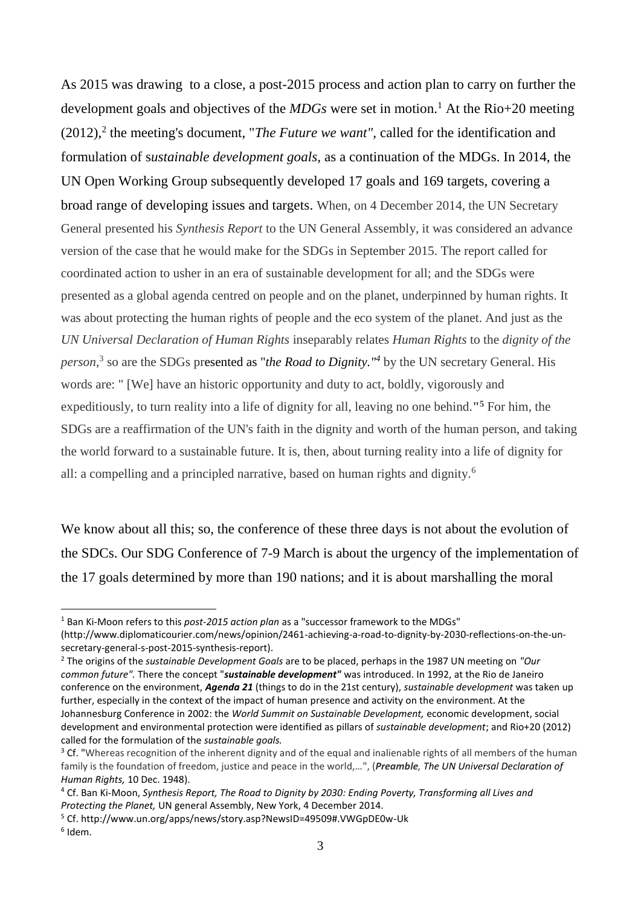As 2015 was drawing to a close, a post-2015 process and action plan to carry on further the development goals and objectives of the *MDGs* were set in motion.[1] At the Rio+20 meeting (2012),[2] the meeting's document, "*The Future we want"*, called for the identification and formulation of s*ustainable development goals*, as a continuation of the MDGs. In 2014, the UN Open Working Group subsequently developed 17 goals and 169 targets, covering a broad range of developing issues and targets. When, on 4 December 2014, the UN Secretary General presented his *Synthesis Report* to the UN General Assembly, it was considered an advance version of the case that he would make for the SDGs in September 2015. The report called for coordinated action to usher in an era of sustainable development for all; and the SDGs were presented as a global agenda centred on people and on the planet, underpinned by human rights. It was about protecting the human rights of people and the eco system of the planet. And just as the *UN Universal Declaration of Human Rights* inseparably relates *Human Rights* to the *dignity of the person*,[3] so are the SDGs presented as "*the Road to Dignity."*[4] by the UN secretary General. His words are: " [We] have an historic opportunity and duty to act, boldly, vigorously and expeditiously, to turn reality into a life of dignity for all, leaving no one behind."[5] For him, the SDGs are a reaffirmation of the UN's faith in the dignity and worth of the human person, and taking the world forward to a sustainable future. It is, then, about turning reality into a life of dignity for all: a compelling and a principled narrative, based on human rights and dignity.[6]

We know about all this; so, the conference of these three days is not about the evolution of the SDCs. Our SDG Conference of 7-9 March is about the urgency of the implementation of the 17 goals determined by more than 190 nations; and it is about marshalling the moral

---

[1] Ban Ki-Moon refers to this *post-2015 action plan* as a "successor framework to the MDGs" (http://www.diplomaticourier.com/news/opinion/2461-achieving-a-road-to-dignity-by-2030-reflections-on-the-un-secretary-general-s-post-2015-synthesis-report).

[2] The origins of the *sustainable Development Goals* are to be placed, perhaps in the 1987 UN meeting on *"Our common future".* There the concept "***sustainable development"*** was introduced. In 1992, at the Rio de Janeiro conference on the environment, ***Agenda 21*** (things to do in the 21st century), *sustainable development* was taken up further, especially in the context of the impact of human presence and activity on the environment. At the Johannesburg Conference in 2002: the *World Summit on Sustainable Development,* economic development, social development and environmental protection were identified as pillars of *sustainable development*; and Rio+20 (2012) called for the formulation of the *sustainable goals.*

[3] Cf. "Whereas recognition of the inherent dignity and of the equal and inalienable rights of all members of the human family is the foundation of freedom, justice and peace in the world,…", (***Preamble****, The UN Universal Declaration of Human Rights,* 10 Dec. 1948).

[4] Cf. Ban Ki-Moon, *Synthesis Report, The Road to Dignity by 2030: Ending Poverty, Transforming all Lives and Protecting the Planet,* UN general Assembly, New York, 4 December 2014.

[5] Cf. http://www.un.org/apps/news/story.asp?NewsID=49509#.VWGpDE0w-Uk

[6] Idem.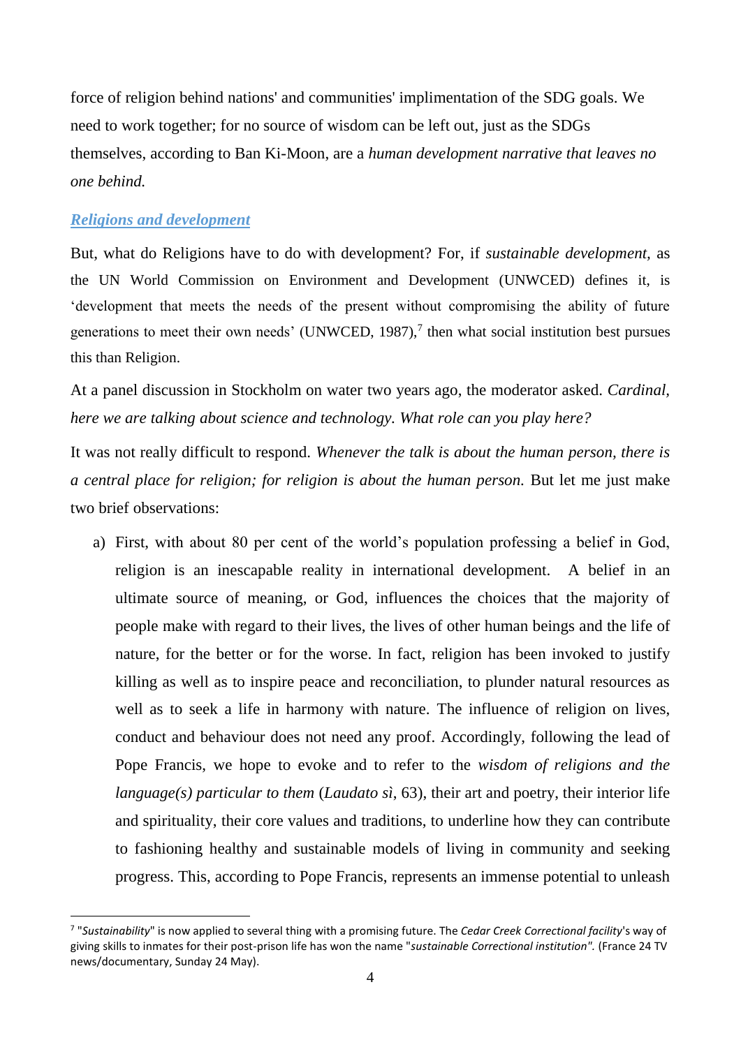force of religion behind nations' and communities' implimentation of the SDG goals. We need to work together; for no source of wisdom can be left out, just as the SDGs themselves, according to Ban Ki-Moon, are a *human development narrative that leaves no one behind.*

### *Religions and development*

But, what do Religions have to do with development? For, if *sustainable development*, as the UN World Commission on Environment and Development (UNWCED) defines it, is 'development that meets the needs of the present without compromising the ability of future generations to meet their own needs' (UNWCED, 1987),[7] then what social institution best pursues this than Religion.

At a panel discussion in Stockholm on water two years ago, the moderator asked. *Cardinal, here we are talking about science and technology. What role can you play here?*

It was not really difficult to respond. *Whenever the talk is about the human person, there is a central place for religion; for religion is about the human person.* But let me just make two brief observations:

a) First, with about 80 per cent of the world's population professing a belief in God, religion is an inescapable reality in international development. A belief in an ultimate source of meaning, or God, influences the choices that the majority of people make with regard to their lives, the lives of other human beings and the life of nature, for the better or for the worse. In fact, religion has been invoked to justify killing as well as to inspire peace and reconciliation, to plunder natural resources as well as to seek a life in harmony with nature. The influence of religion on lives, conduct and behaviour does not need any proof. Accordingly, following the lead of Pope Francis, we hope to evoke and to refer to the *wisdom of religions and the language(s) particular to them* (*Laudato sì*, 63), their art and poetry, their interior life and spirituality, their core values and traditions, to underline how they can contribute to fashioning healthy and sustainable models of living in community and seeking progress. This, according to Pope Francis, represents an immense potential to unleash

[7] "*Sustainability*" is now applied to several thing with a promising future. The *Cedar Creek Correctional facility*'s way of giving skills to inmates for their post-prison life has won the name "*sustainable Correctional institution".* (France 24 TV news/documentary, Sunday 24 May).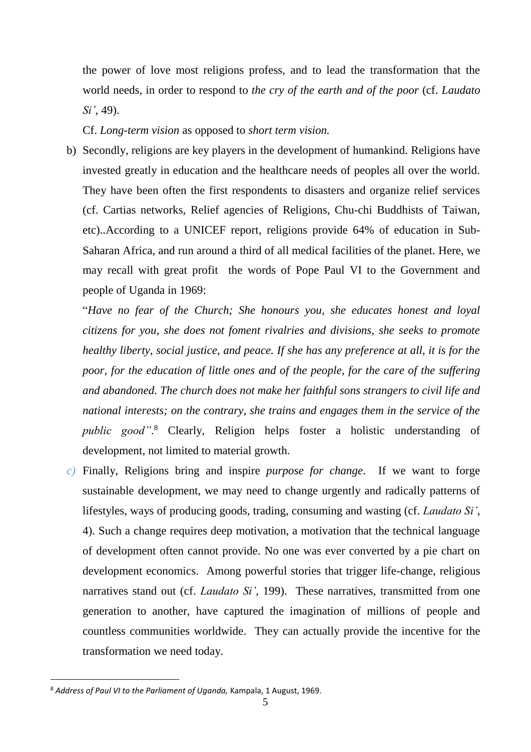the power of love most religions profess, and to lead the transformation that the world needs, in order to respond to *the cry of the earth and of the poor* (cf. *Laudato Si'*, 49).

Cf. *Long-term vision* as opposed to *short term vision.*

b) Secondly, religions are key players in the development of humankind. Religions have invested greatly in education and the healthcare needs of peoples all over the world. They have been often the first respondents to disasters and organize relief services (cf. Cartias networks, Relief agencies of Religions, Chu-chi Buddhists of Taiwan, etc)..According to a UNICEF report, religions provide 64% of education in Sub-Saharan Africa, and run around a third of all medical facilities of the planet. Here, we may recall with great profit the words of Pope Paul VI to the Government and people of Uganda in 1969:

"*Have no fear of the Church; She honours you, she educates honest and loyal citizens for you, she does not foment rivalries and divisions, she seeks to promote healthy liberty, social justice, and peace. If she has any preference at all, it is for the poor, for the education of little ones and of the people, for the care of the suffering and abandoned. The church does not make her faithful sons strangers to civil life and national interests; on the contrary, she trains and engages them in the service of the public good"*.[8] Clearly, Religion helps foster a holistic understanding of development, not limited to material growth.

c) Finally, Religions bring and inspire *purpose for change*. If we want to forge sustainable development, we may need to change urgently and radically patterns of lifestyles, ways of producing goods, trading, consuming and wasting (cf. *Laudato Si'*, 4). Such a change requires deep motivation, a motivation that the technical language of development often cannot provide. No one was ever converted by a pie chart on development economics. Among powerful stories that trigger life-change, religious narratives stand out (cf. *Laudato Si'*, 199). These narratives, transmitted from one generation to another, have captured the imagination of millions of people and countless communities worldwide. They can actually provide the incentive for the transformation we need today.

---

[8] *Address of Paul VI to the Parliament of Uganda,* Kampala, 1 August, 1969.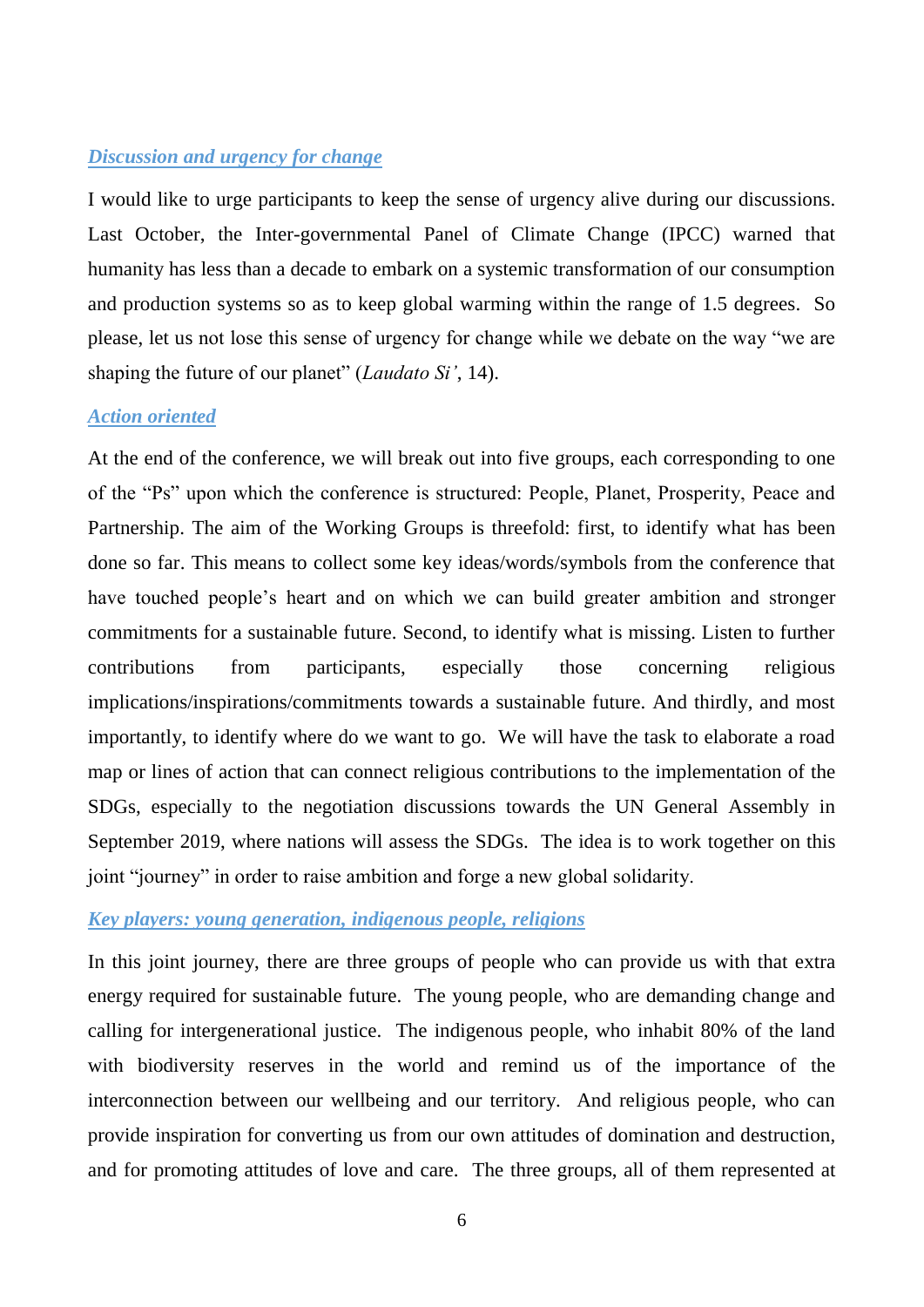### ***Discussion and urgency for change***

I would like to urge participants to keep the sense of urgency alive during our discussions. Last October, the Inter-governmental Panel of Climate Change (IPCC) warned that humanity has less than a decade to embark on a systemic transformation of our consumption and production systems so as to keep global warming within the range of 1.5 degrees. So please, let us not lose this sense of urgency for change while we debate on the way "we are shaping the future of our planet" (*Laudato Si'*, 14).

### ***Action oriented***

At the end of the conference, we will break out into five groups, each corresponding to one of the "Ps" upon which the conference is structured: People, Planet, Prosperity, Peace and Partnership. The aim of the Working Groups is threefold: first, to identify what has been done so far. This means to collect some key ideas/words/symbols from the conference that have touched people's heart and on which we can build greater ambition and stronger commitments for a sustainable future. Second, to identify what is missing. Listen to further contributions from participants, especially those concerning religious implications/inspirations/commitments towards a sustainable future. And thirdly, and most importantly, to identify where do we want to go. We will have the task to elaborate a road map or lines of action that can connect religious contributions to the implementation of the SDGs, especially to the negotiation discussions towards the UN General Assembly in September 2019, where nations will assess the SDGs. The idea is to work together on this joint "journey" in order to raise ambition and forge a new global solidarity.

### ***Key players: young generation, indigenous people, religions***

In this joint journey, there are three groups of people who can provide us with that extra energy required for sustainable future. The young people, who are demanding change and calling for intergenerational justice. The indigenous people, who inhabit 80% of the land with biodiversity reserves in the world and remind us of the importance of the interconnection between our wellbeing and our territory. And religious people, who can provide inspiration for converting us from our own attitudes of domination and destruction, and for promoting attitudes of love and care. The three groups, all of them represented at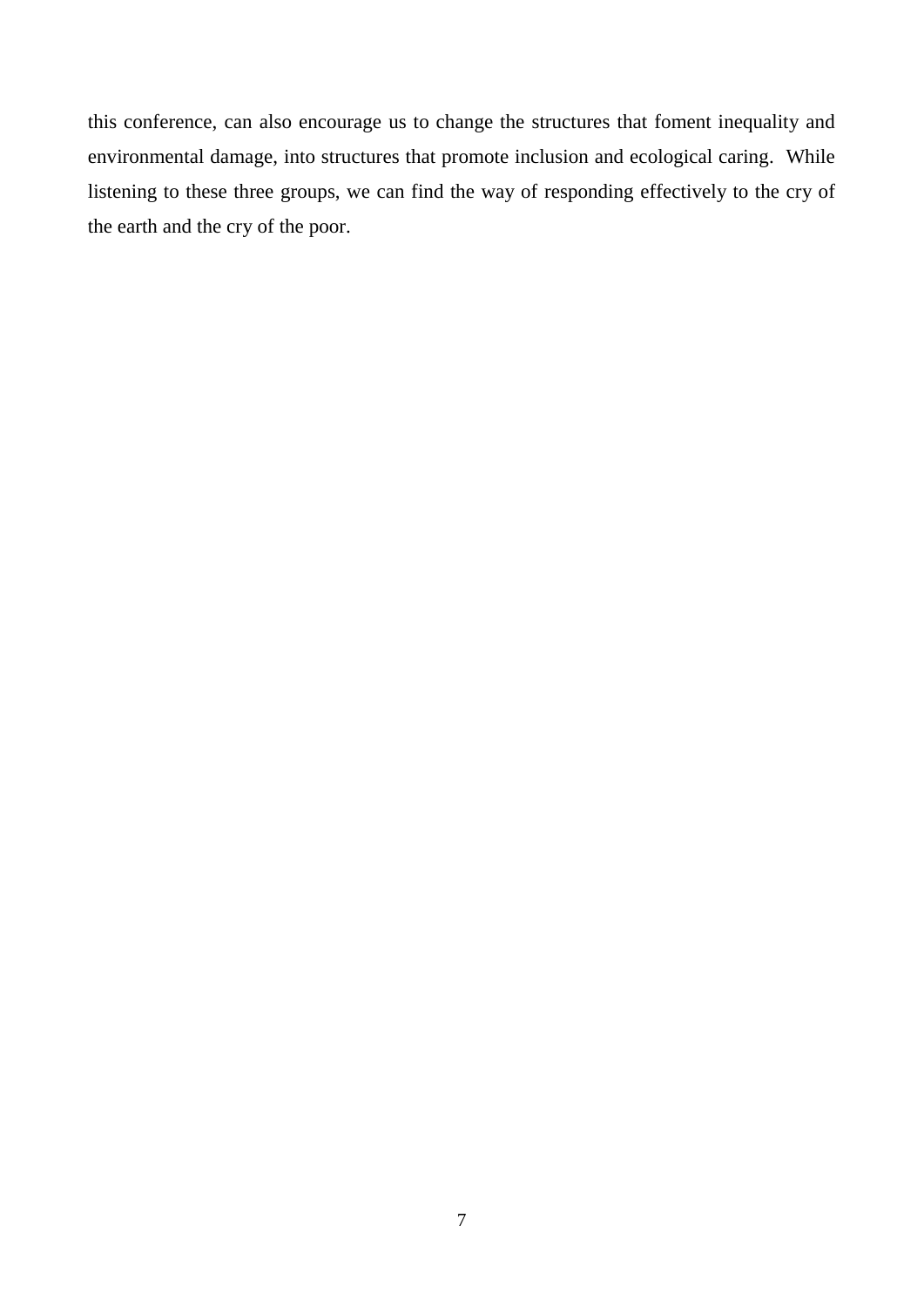this conference, can also encourage us to change the structures that foment inequality and environmental damage, into structures that promote inclusion and ecological caring. While listening to these three groups, we can find the way of responding effectively to the cry of the earth and the cry of the poor.